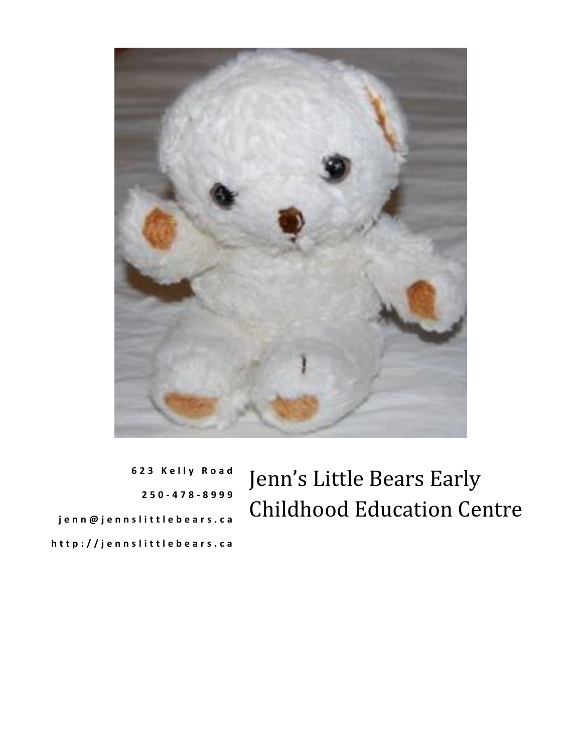# Jenn's Little Bears Early Childhood Education Centre

**623 Kelly Road**

**250-478-8999**

**jenn@jennslittlebears.ca**

**http://jennslittlebears.ca**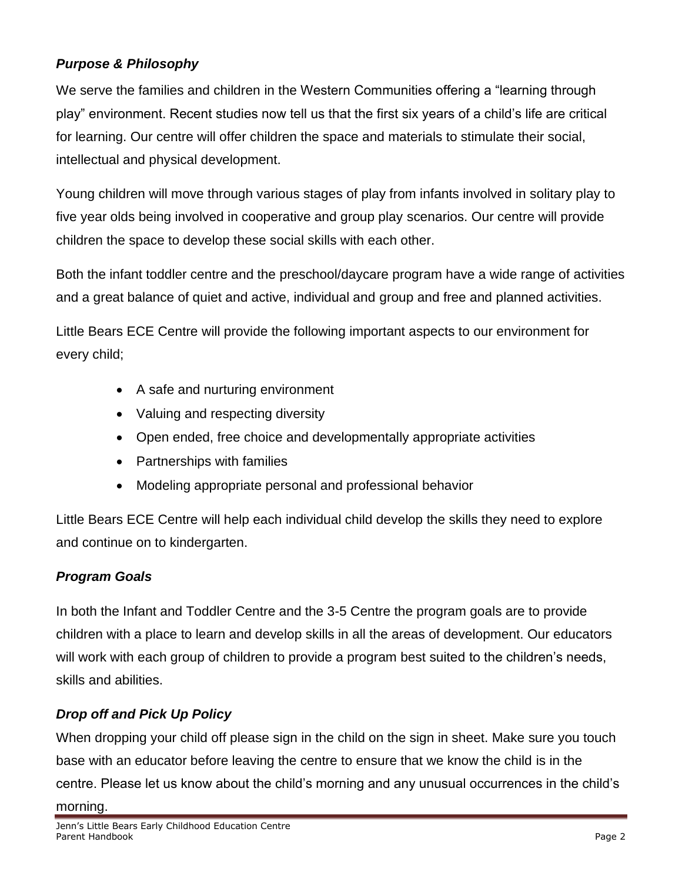### ***Purpose & Philosophy***

We serve the families and children in the Western Communities offering a “learning through play” environment. Recent studies now tell us that the first six years of a child’s life are critical for learning. Our centre will offer children the space and materials to stimulate their social, intellectual and physical development.

Young children will move through various stages of play from infants involved in solitary play to five year olds being involved in cooperative and group play scenarios. Our centre will provide children the space to develop these social skills with each other.

Both the infant toddler centre and the preschool/daycare program have a wide range of activities and a great balance of quiet and active, individual and group and free and planned activities.

Little Bears ECE Centre will provide the following important aspects to our environment for every child;

- A safe and nurturing environment
- Valuing and respecting diversity
- Open ended, free choice and developmentally appropriate activities
- Partnerships with families
- Modeling appropriate personal and professional behavior

Little Bears ECE Centre will help each individual child develop the skills they need to explore and continue on to kindergarten.

### ***Program Goals***

In both the Infant and Toddler Centre and the 3-5 Centre the program goals are to provide children with a place to learn and develop skills in all the areas of development. Our educators will work with each group of children to provide a program best suited to the children’s needs, skills and abilities.

### ***Drop off and Pick Up Policy***

When dropping your child off please sign in the child on the sign in sheet. Make sure you touch base with an educator before leaving the centre to ensure that we know the child is in the centre. Please let us know about the child’s morning and any unusual occurrences in the child’s morning.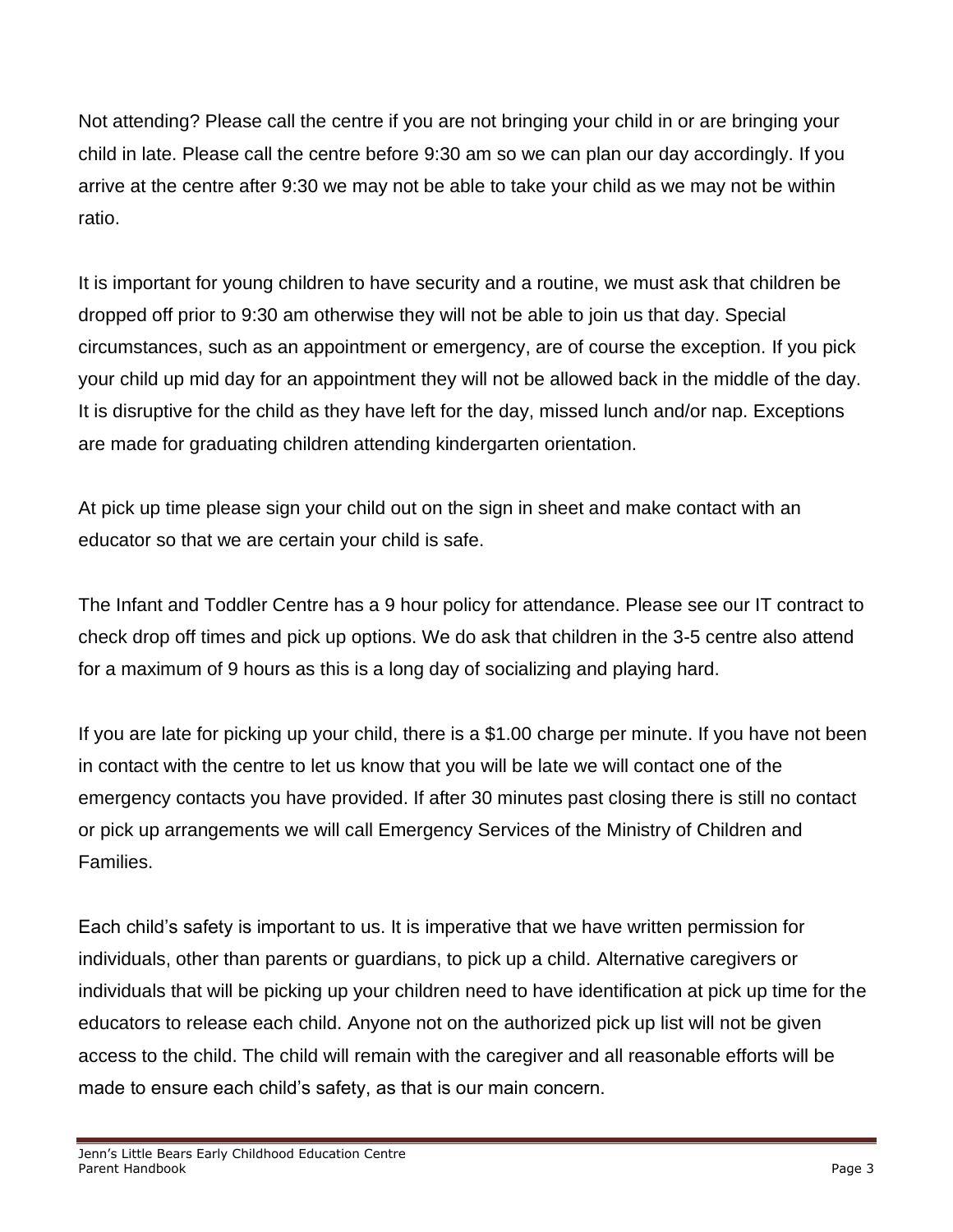Not attending? Please call the centre if you are not bringing your child in or are bringing your child in late. Please call the centre before 9:30 am so we can plan our day accordingly. If you arrive at the centre after 9:30 we may not be able to take your child as we may not be within ratio.

It is important for young children to have security and a routine, we must ask that children be dropped off prior to 9:30 am otherwise they will not be able to join us that day. Special circumstances, such as an appointment or emergency, are of course the exception. If you pick your child up mid day for an appointment they will not be allowed back in the middle of the day. It is disruptive for the child as they have left for the day, missed lunch and/or nap. Exceptions are made for graduating children attending kindergarten orientation.

At pick up time please sign your child out on the sign in sheet and make contact with an educator so that we are certain your child is safe.

The Infant and Toddler Centre has a 9 hour policy for attendance. Please see our IT contract to check drop off times and pick up options. We do ask that children in the 3-5 centre also attend for a maximum of 9 hours as this is a long day of socializing and playing hard.

If you are late for picking up your child, there is a $1.00 charge per minute. If you have not been in contact with the centre to let us know that you will be late we will contact one of the emergency contacts you have provided. If after 30 minutes past closing there is still no contact or pick up arrangements we will call Emergency Services of the Ministry of Children and Families.

Each child's safety is important to us. It is imperative that we have written permission for individuals, other than parents or guardians, to pick up a child. Alternative caregivers or individuals that will be picking up your children need to have identification at pick up time for the educators to release each child. Anyone not on the authorized pick up list will not be given access to the child. The child will remain with the caregiver and all reasonable efforts will be made to ensure each child's safety, as that is our main concern.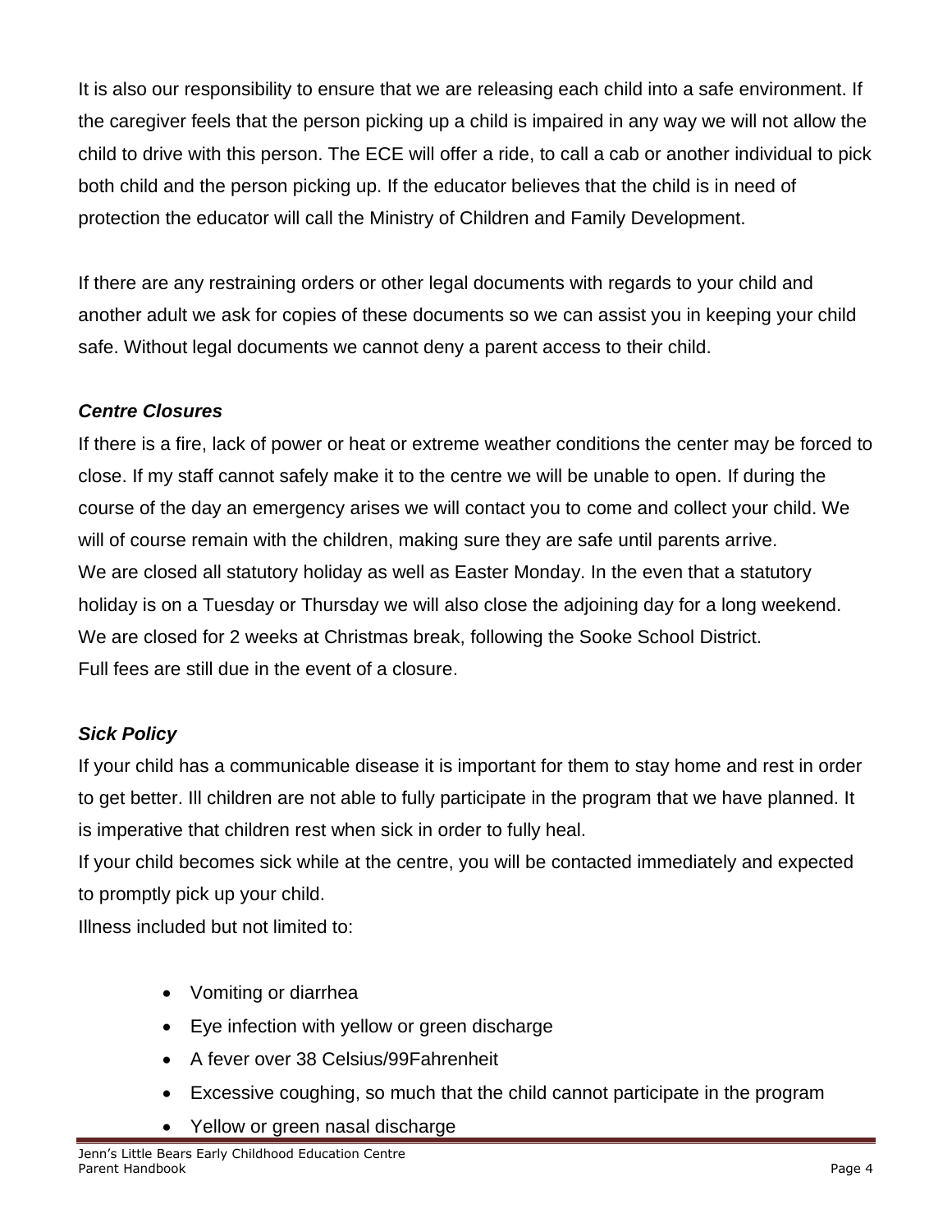It is also our responsibility to ensure that we are releasing each child into a safe environment. If the caregiver feels that the person picking up a child is impaired in any way we will not allow the child to drive with this person. The ECE will offer a ride, to call a cab or another individual to pick both child and the person picking up. If the educator believes that the child is in need of protection the educator will call the Ministry of Children and Family Development.

If there are any restraining orders or other legal documents with regards to your child and another adult we ask for copies of these documents so we can assist you in keeping your child safe. Without legal documents we cannot deny a parent access to their child.

### *Centre Closures*

If there is a fire, lack of power or heat or extreme weather conditions the center may be forced to close. If my staff cannot safely make it to the centre we will be unable to open. If during the course of the day an emergency arises we will contact you to come and collect your child. We will of course remain with the children, making sure they are safe until parents arrive.
We are closed all statutory holiday as well as Easter Monday. In the even that a statutory holiday is on a Tuesday or Thursday we will also close the adjoining day for a long weekend.
We are closed for 2 weeks at Christmas break, following the Sooke School District.
Full fees are still due in the event of a closure.

### *Sick Policy*

If your child has a communicable disease it is important for them to stay home and rest in order to get better. Ill children are not able to fully participate in the program that we have planned. It is imperative that children rest when sick in order to fully heal.
If your child becomes sick while at the centre, you will be contacted immediately and expected to promptly pick up your child.
Illness included but not limited to:

- Vomiting or diarrhea
- Eye infection with yellow or green discharge
- A fever over 38 Celsius/99Fahrenheit
- Excessive coughing, so much that the child cannot participate in the program
- Yellow or green nasal discharge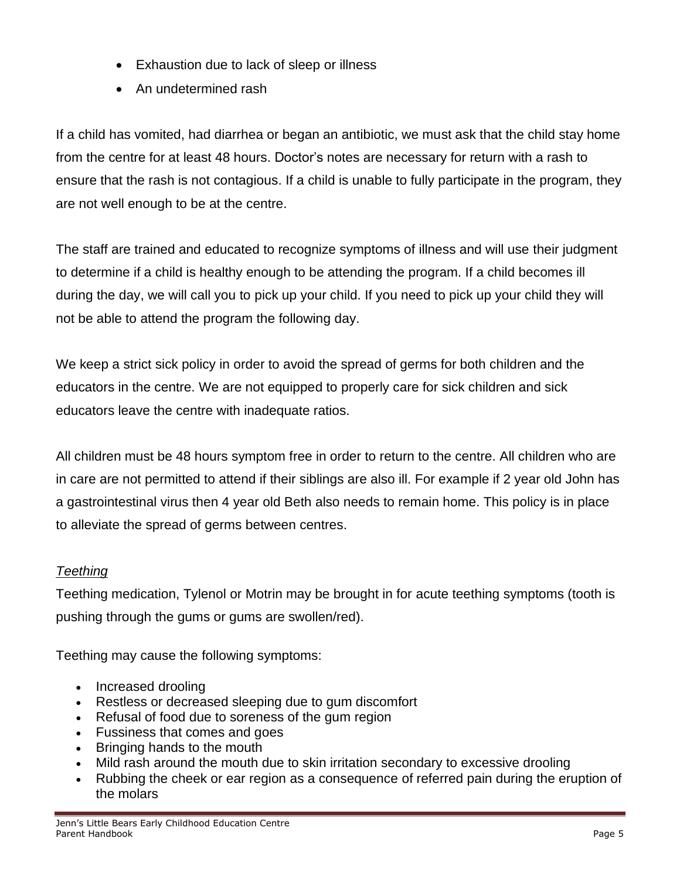- Exhaustion due to lack of sleep or illness
- An undetermined rash

If a child has vomited, had diarrhea or began an antibiotic, we must ask that the child stay home from the centre for at least 48 hours. Doctor's notes are necessary for return with a rash to ensure that the rash is not contagious. If a child is unable to fully participate in the program, they are not well enough to be at the centre.

The staff are trained and educated to recognize symptoms of illness and will use their judgment to determine if a child is healthy enough to be attending the program. If a child becomes ill during the day, we will call you to pick up your child. If you need to pick up your child they will not be able to attend the program the following day.

We keep a strict sick policy in order to avoid the spread of germs for both children and the educators in the centre. We are not equipped to properly care for sick children and sick educators leave the centre with inadequate ratios.

All children must be 48 hours symptom free in order to return to the centre. All children who are in care are not permitted to attend if their siblings are also ill. For example if 2 year old John has a gastrointestinal virus then 4 year old Beth also needs to remain home. This policy is in place to alleviate the spread of germs between centres.

*Teething*

Teething medication, Tylenol or Motrin may be brought in for acute teething symptoms (tooth is pushing through the gums or gums are swollen/red).

Teething may cause the following symptoms:

- Increased drooling
- Restless or decreased sleeping due to gum discomfort
- Refusal of food due to soreness of the gum region
- Fussiness that comes and goes
- Bringing hands to the mouth
- Mild rash around the mouth due to skin irritation secondary to excessive drooling
- Rubbing the cheek or ear region as a consequence of referred pain during the eruption of the molars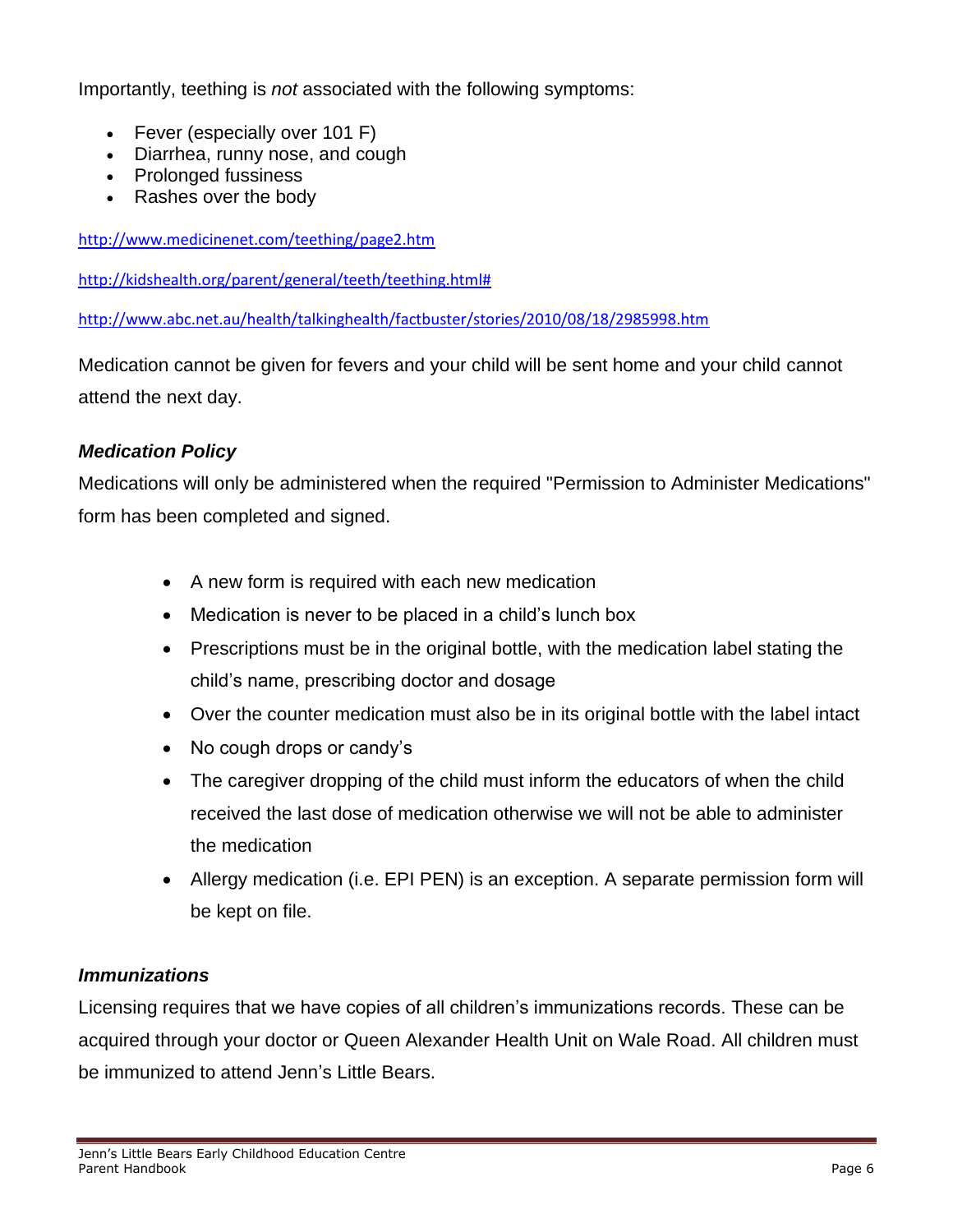Importantly, teething is *not* associated with the following symptoms:

- Fever (especially over 101 F)
- Diarrhea, runny nose, and cough
- Prolonged fussiness
- Rashes over the body

http://www.medicinenet.com/teething/page2.htm

http://kidshealth.org/parent/general/teeth/teething.html#

http://www.abc.net.au/health/talkinghealth/factbuster/stories/2010/08/18/2985998.htm

Medication cannot be given for fevers and your child will be sent home and your child cannot attend the next day.

### *Medication Policy*

Medications will only be administered when the required "Permission to Administer Medications" form has been completed and signed.

- A new form is required with each new medication
- Medication is never to be placed in a child's lunch box
- Prescriptions must be in the original bottle, with the medication label stating the child's name, prescribing doctor and dosage
- Over the counter medication must also be in its original bottle with the label intact
- No cough drops or candy's
- The caregiver dropping of the child must inform the educators of when the child received the last dose of medication otherwise we will not be able to administer the medication
- Allergy medication (i.e. EPI PEN) is an exception. A separate permission form will be kept on file.

### *Immunizations*

Licensing requires that we have copies of all children's immunizations records. These can be acquired through your doctor or Queen Alexander Health Unit on Wale Road. All children must be immunized to attend Jenn's Little Bears.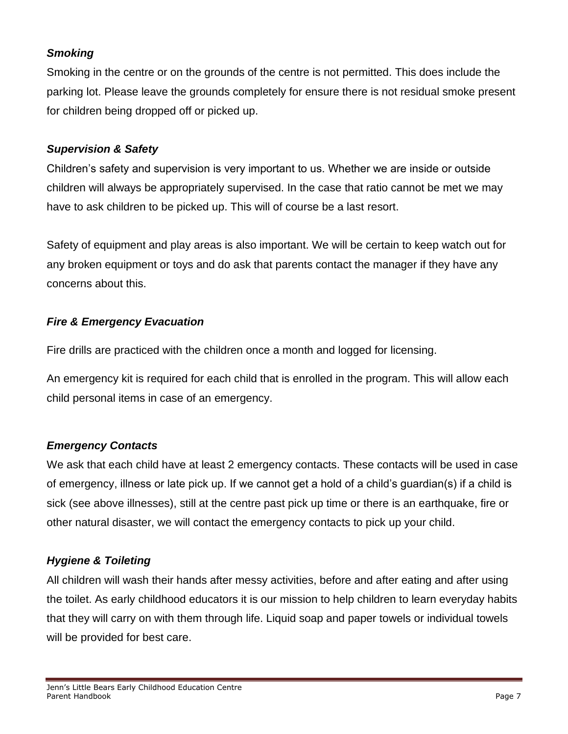### *Smoking*

Smoking in the centre or on the grounds of the centre is not permitted. This does include the parking lot. Please leave the grounds completely for ensure there is not residual smoke present for children being dropped off or picked up.

### *Supervision & Safety*

Children's safety and supervision is very important to us. Whether we are inside or outside children will always be appropriately supervised. In the case that ratio cannot be met we may have to ask children to be picked up. This will of course be a last resort.

Safety of equipment and play areas is also important. We will be certain to keep watch out for any broken equipment or toys and do ask that parents contact the manager if they have any concerns about this.

### *Fire & Emergency Evacuation*

Fire drills are practiced with the children once a month and logged for licensing.

An emergency kit is required for each child that is enrolled in the program. This will allow each child personal items in case of an emergency.

### *Emergency Contacts*

We ask that each child have at least 2 emergency contacts. These contacts will be used in case of emergency, illness or late pick up. If we cannot get a hold of a child's guardian(s) if a child is sick (see above illnesses), still at the centre past pick up time or there is an earthquake, fire or other natural disaster, we will contact the emergency contacts to pick up your child.

### *Hygiene & Toileting*

All children will wash their hands after messy activities, before and after eating and after using the toilet. As early childhood educators it is our mission to help children to learn everyday habits that they will carry on with them through life. Liquid soap and paper towels or individual towels will be provided for best care.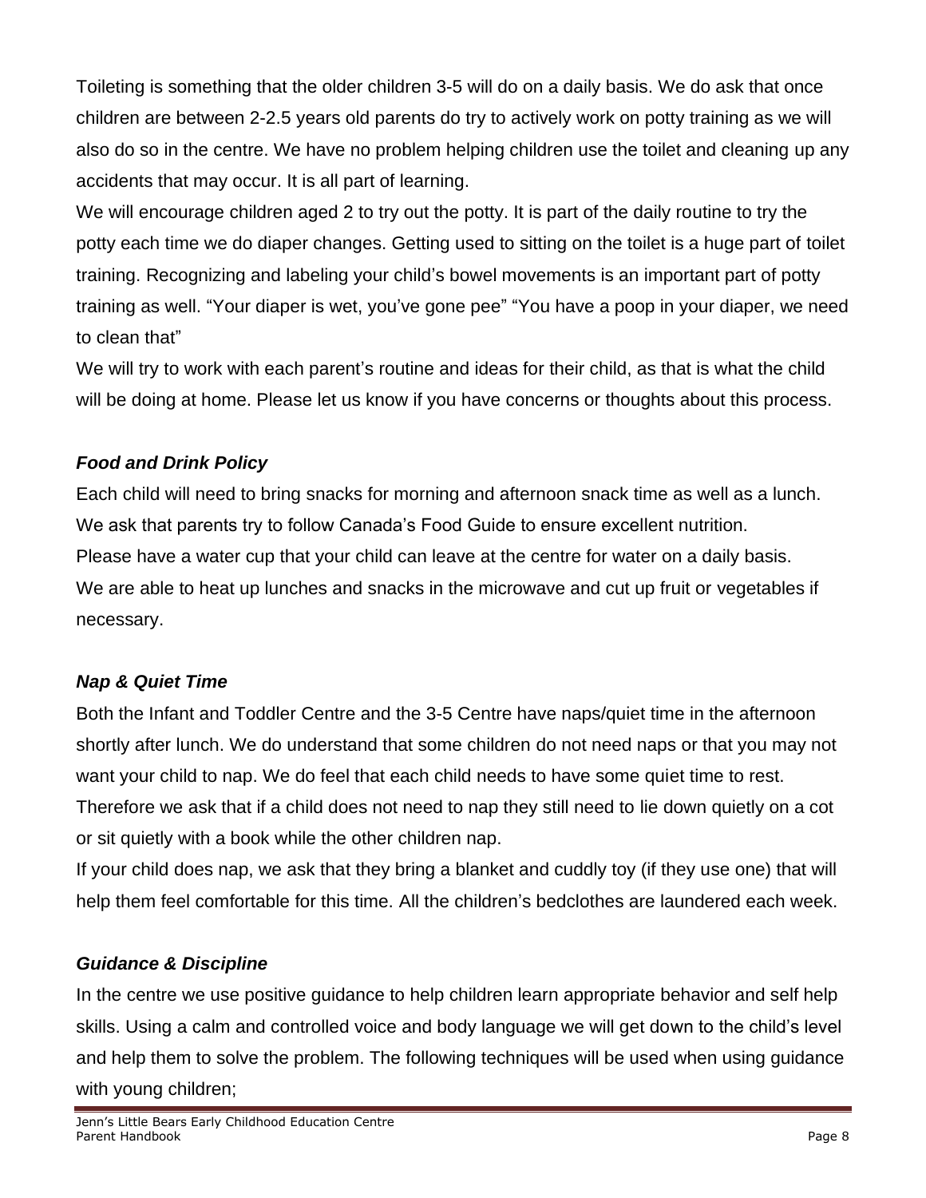Toileting is something that the older children 3-5 will do on a daily basis. We do ask that once children are between 2-2.5 years old parents do try to actively work on potty training as we will also do so in the centre. We have no problem helping children use the toilet and cleaning up any accidents that may occur. It is all part of learning.

We will encourage children aged 2 to try out the potty. It is part of the daily routine to try the potty each time we do diaper changes. Getting used to sitting on the toilet is a huge part of toilet training. Recognizing and labeling your child's bowel movements is an important part of potty training as well. "Your diaper is wet, you've gone pee" "You have a poop in your diaper, we need to clean that"

We will try to work with each parent's routine and ideas for their child, as that is what the child will be doing at home. Please let us know if you have concerns or thoughts about this process.

### *Food and Drink Policy*

Each child will need to bring snacks for morning and afternoon snack time as well as a lunch. We ask that parents try to follow Canada's Food Guide to ensure excellent nutrition.

Please have a water cup that your child can leave at the centre for water on a daily basis.

We are able to heat up lunches and snacks in the microwave and cut up fruit or vegetables if necessary.

### *Nap & Quiet Time*

Both the Infant and Toddler Centre and the 3-5 Centre have naps/quiet time in the afternoon shortly after lunch. We do understand that some children do not need naps or that you may not want your child to nap. We do feel that each child needs to have some quiet time to rest. Therefore we ask that if a child does not need to nap they still need to lie down quietly on a cot or sit quietly with a book while the other children nap.

If your child does nap, we ask that they bring a blanket and cuddly toy (if they use one) that will help them feel comfortable for this time. All the children's bedclothes are laundered each week.

### *Guidance & Discipline*

In the centre we use positive guidance to help children learn appropriate behavior and self help skills. Using a calm and controlled voice and body language we will get down to the child's level and help them to solve the problem. The following techniques will be used when using guidance with young children;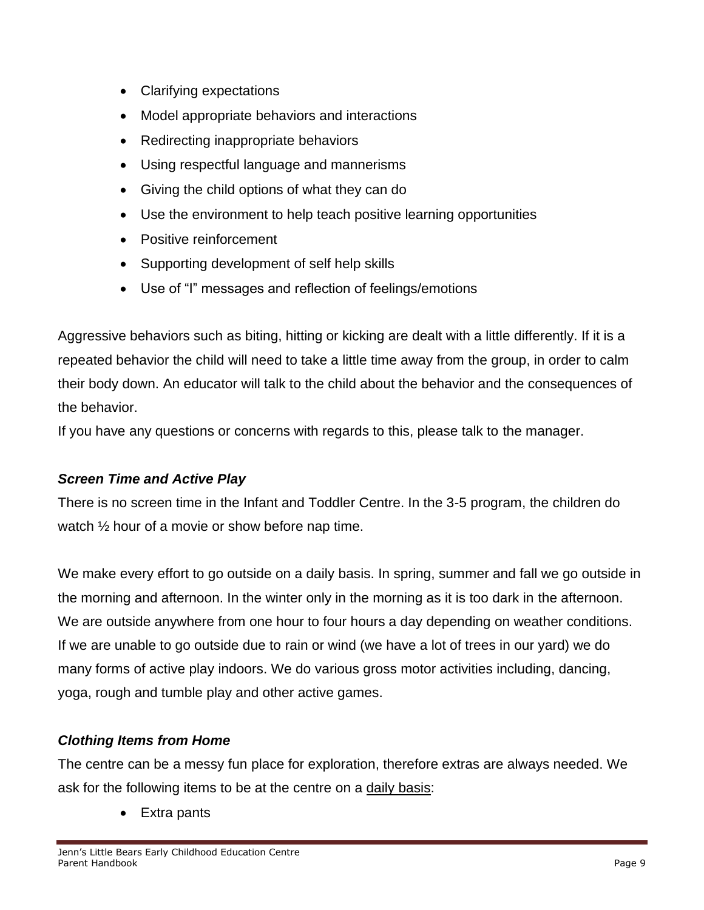- Clarifying expectations
- Model appropriate behaviors and interactions
- Redirecting inappropriate behaviors
- Using respectful language and mannerisms
- Giving the child options of what they can do
- Use the environment to help teach positive learning opportunities
- Positive reinforcement
- Supporting development of self help skills
- Use of "I" messages and reflection of feelings/emotions

Aggressive behaviors such as biting, hitting or kicking are dealt with a little differently. If it is a repeated behavior the child will need to take a little time away from the group, in order to calm their body down. An educator will talk to the child about the behavior and the consequences of the behavior.

If you have any questions or concerns with regards to this, please talk to the manager.

***Screen Time and Active Play***

There is no screen time in the Infant and Toddler Centre. In the 3-5 program, the children do watch ½ hour of a movie or show before nap time.

We make every effort to go outside on a daily basis. In spring, summer and fall we go outside in the morning and afternoon. In the winter only in the morning as it is too dark in the afternoon. We are outside anywhere from one hour to four hours a day depending on weather conditions. If we are unable to go outside due to rain or wind (we have a lot of trees in our yard) we do many forms of active play indoors. We do various gross motor activities including, dancing, yoga, rough and tumble play and other active games.

***Clothing Items from Home***

The centre can be a messy fun place for exploration, therefore extras are always needed. We ask for the following items to be at the centre on a daily basis:

- Extra pants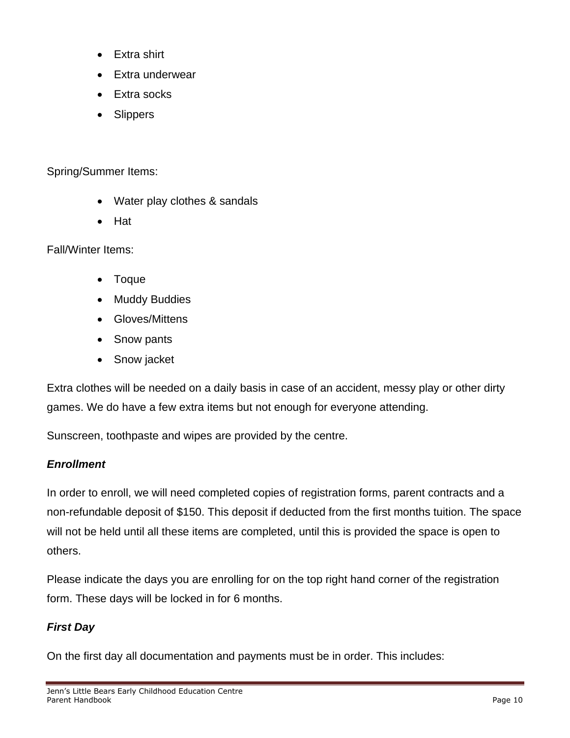- Extra shirt
- Extra underwear
- Extra socks
- Slippers

Spring/Summer Items:

- Water play clothes & sandals
- Hat

Fall/Winter Items:

- Toque
- Muddy Buddies
- Gloves/Mittens
- Snow pants
- Snow jacket

Extra clothes will be needed on a daily basis in case of an accident, messy play or other dirty games. We do have a few extra items but not enough for everyone attending.

Sunscreen, toothpaste and wipes are provided by the centre.

### ***Enrollment***

In order to enroll, we will need completed copies of registration forms, parent contracts and a non-refundable deposit of $150. This deposit if deducted from the first months tuition. The space will not be held until all these items are completed, until this is provided the space is open to others.

Please indicate the days you are enrolling for on the top right hand corner of the registration form. These days will be locked in for 6 months.

### ***First Day***

On the first day all documentation and payments must be in order. This includes: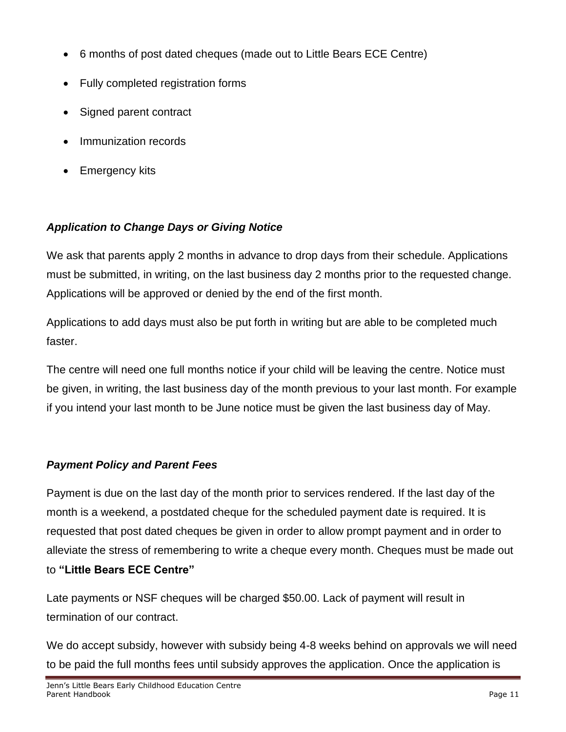- 6 months of post dated cheques (made out to Little Bears ECE Centre)
- Fully completed registration forms
- Signed parent contract
- Immunization records
- Emergency kits

### *Application to Change Days or Giving Notice*

We ask that parents apply 2 months in advance to drop days from their schedule. Applications must be submitted, in writing, on the last business day 2 months prior to the requested change. Applications will be approved or denied by the end of the first month.

Applications to add days must also be put forth in writing but are able to be completed much faster.

The centre will need one full months notice if your child will be leaving the centre. Notice must be given, in writing, the last business day of the month previous to your last month. For example if you intend your last month to be June notice must be given the last business day of May.

### *Payment Policy and Parent Fees*

Payment is due on the last day of the month prior to services rendered. If the last day of the month is a weekend, a postdated cheque for the scheduled payment date is required. It is requested that post dated cheques be given in order to allow prompt payment and in order to alleviate the stress of remembering to write a cheque every month. Cheques must be made out to **"Little Bears ECE Centre"**

Late payments or NSF cheques will be charged $50.00. Lack of payment will result in termination of our contract.

We do accept subsidy, however with subsidy being 4-8 weeks behind on approvals we will need to be paid the full months fees until subsidy approves the application. Once the application is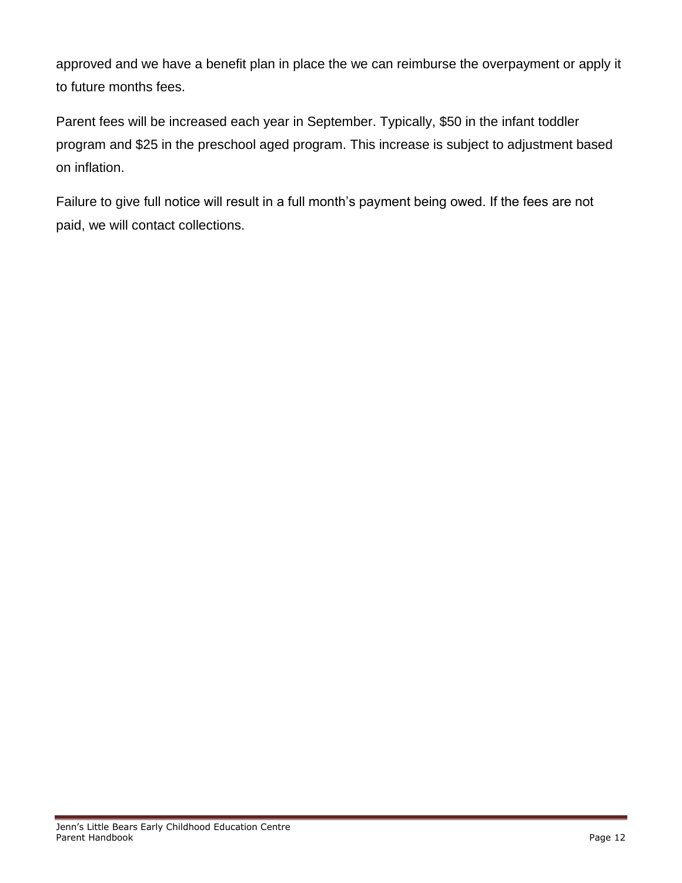approved and we have a benefit plan in place the we can reimburse the overpayment or apply it to future months fees.

Parent fees will be increased each year in September. Typically, $50 in the infant toddler program and $25 in the preschool aged program. This increase is subject to adjustment based on inflation.

Failure to give full notice will result in a full month's payment being owed. If the fees are not paid, we will contact collections.